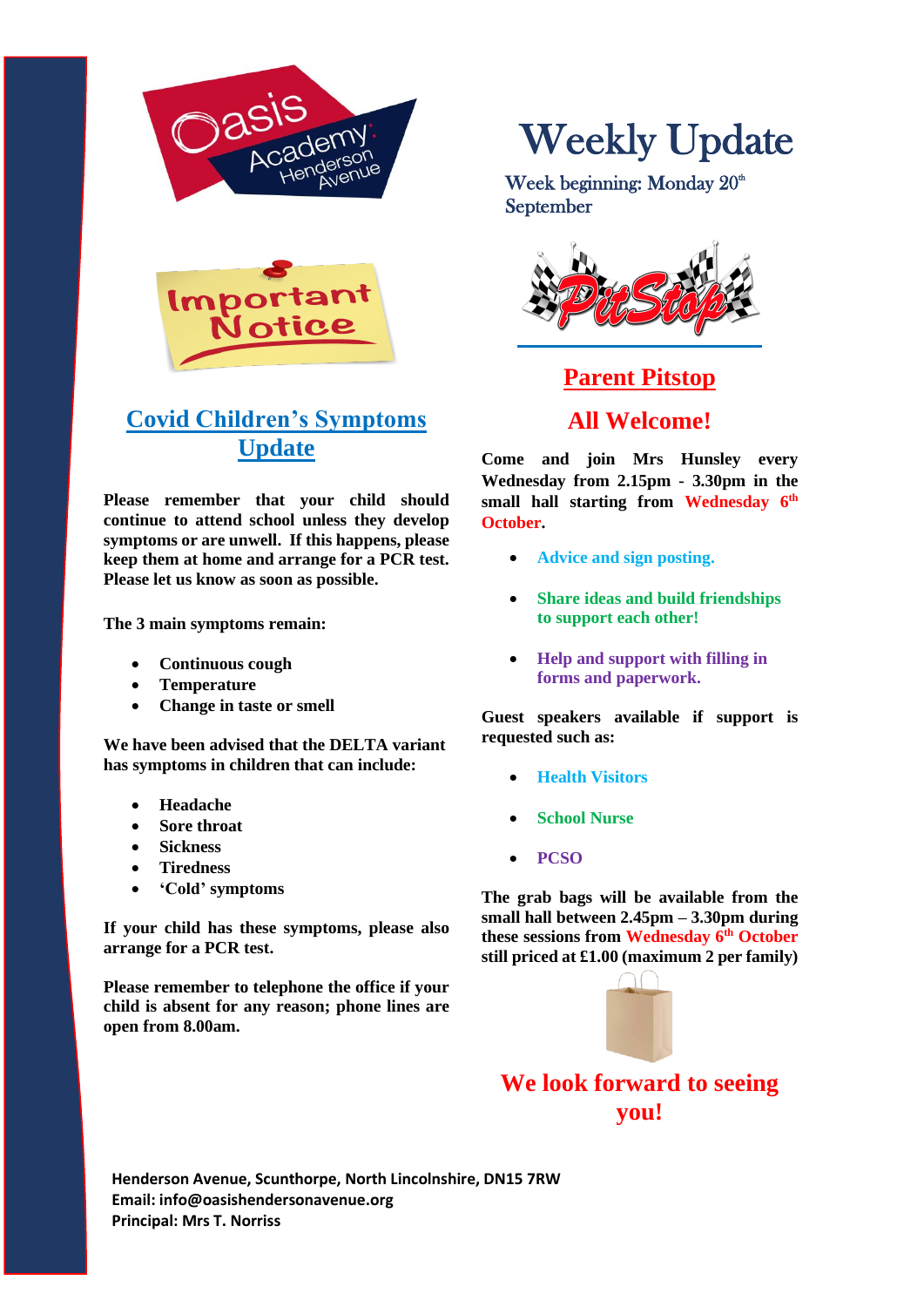# Weekly Update

Week beginning: Monday 20th September

Important Notice

## Covid Children's Symptoms Update

**Please remember that your child should continue to attend school unless they develop symptoms or are unwell. If this happens, please keep them at home and arrange for a PCR test. Please let us know as soon as possible.**

**The 3 main symptoms remain:**

- **Continuous cough**
- **Temperature**
- **Change in taste or smell**

**We have been advised that the DELTA variant has symptoms in children that can include:**

- **Headache**
- **Sore throat**
- **Sickness**
- **Tiredness**
- **'Cold' symptoms**

**If your child has these symptoms, please also arrange for a PCR test.**

**Please remember to telephone the office if your child is absent for any reason; phone lines are open from 8.00am.**

## Parent Pitstop

## All Welcome!

**Come and join Mrs Hunsley every Wednesday from 2.15pm - 3.30pm in the small hall starting from Wednesday 6th October.**

- **Advice and sign posting.**
- **Share ideas and build friendships to support each other!**
- **Help and support with filling in forms and paperwork.**

**Guest speakers available if support is requested such as:**

- **Health Visitors**
- **School Nurse**
- **PCSO**

**The grab bags will be available from the small hall between 2.45pm – 3.30pm during these sessions from Wednesday 6th October still priced at £1.00 (maximum 2 per family)**

## We look forward to seeing you!

**Henderson Avenue, Scunthorpe, North Lincolnshire, DN15 7RW**
**Email: info@oasishendersonavenue.org**
**Principal: Mrs T. Norriss**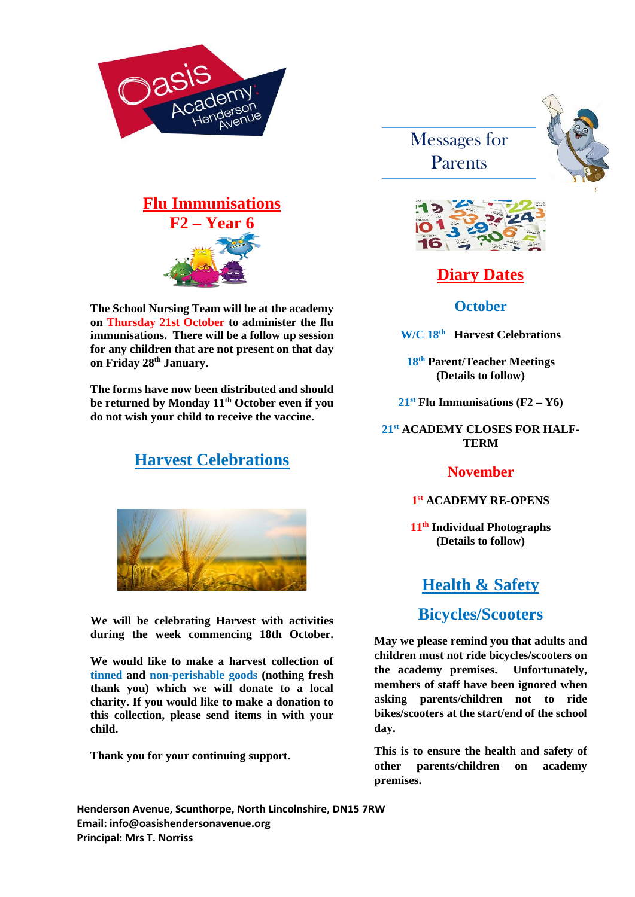# Messages for Parents

## Flu Immunisations
## F2 – Year 6

**The School Nursing Team will be at the academy on Thursday 21st October to administer the flu immunisations. There will be a follow up session for any children that are not present on that day on Friday 28th January.**

**The forms have now been distributed and should be returned by Monday 11th October even if you do not wish your child to receive the vaccine.**

## Harvest Celebrations

**We will be celebrating Harvest with activities during the week commencing 18th October.**

**We would like to make a harvest collection of tinned and non-perishable goods (nothing fresh thank you) which we will donate to a local charity. If you would like to make a donation to this collection, please send items in with your child.**

**Thank you for your continuing support.**

## Diary Dates

### October

**W/C 18th Harvest Celebrations**

**18th Parent/Teacher Meetings (Details to follow)**

**21st Flu Immunisations (F2 – Y6)**

**21st ACADEMY CLOSES FOR HALF-TERM**

### November

**1st ACADEMY RE-OPENS**

**11th Individual Photographs (Details to follow)**

## Health & Safety

### Bicycles/Scooters

**May we please remind you that adults and children must not ride bicycles/scooters on the academy premises. Unfortunately, members of staff have been ignored when asking parents/children not to ride bikes/scooters at the start/end of the school day.**

**This is to ensure the health and safety of other parents/children on academy premises.**

**Henderson Avenue, Scunthorpe, North Lincolnshire, DN15 7RW**
**Email: info@oasishendersonavenue.org**
**Principal: Mrs T. Norriss**